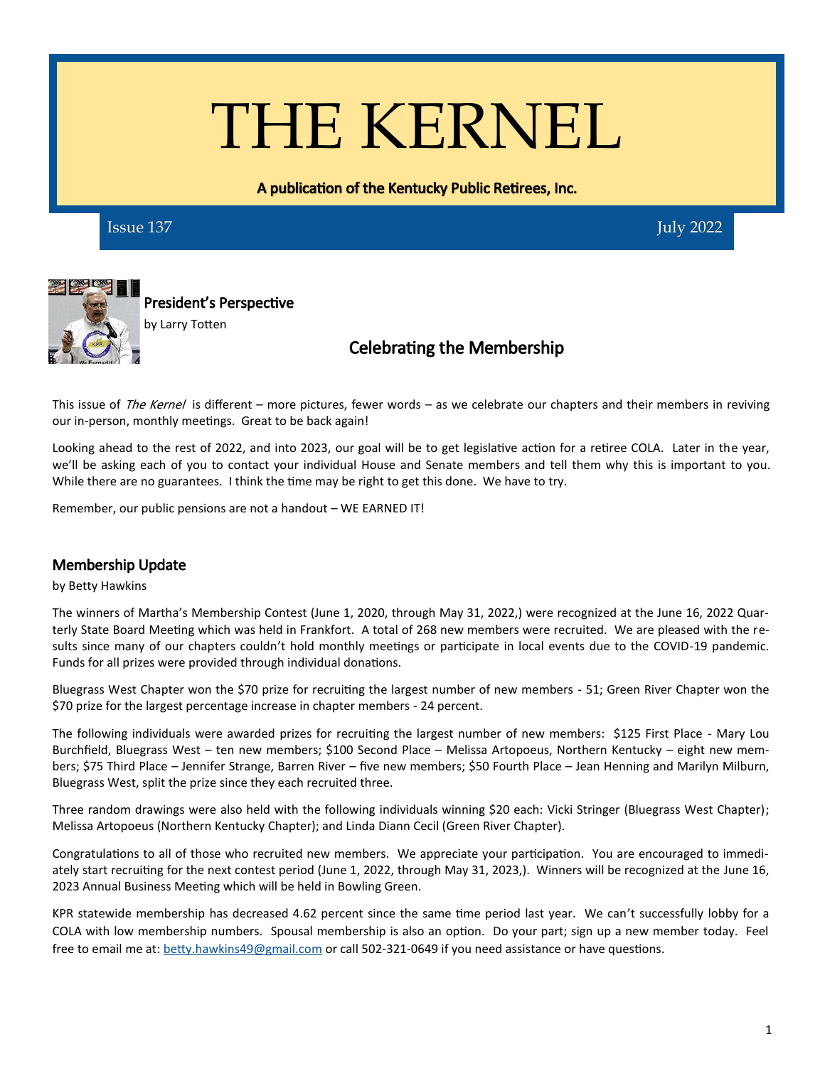# THE KERNEL

**A publication of the Kentucky Public Retirees, Inc.**

Issue 137 July 2022

## President's Perspective

by Larry Totten

### Celebrating the Membership

This issue of *The Kernel* is different – more pictures, fewer words – as we celebrate our chapters and their members in reviving our in-person, monthly meetings. Great to be back again!

Looking ahead to the rest of 2022, and into 2023, our goal will be to get legislative action for a retiree COLA. Later in the year, we'll be asking each of you to contact your individual House and Senate members and tell them why this is important to you. While there are no guarantees. I think the time may be right to get this done. We have to try.

Remember, our public pensions are not a handout – WE EARNED IT!

## Membership Update

by Betty Hawkins

The winners of Martha's Membership Contest (June 1, 2020, through May 31, 2022,) were recognized at the June 16, 2022 Quarterly State Board Meeting which was held in Frankfort. A total of 268 new members were recruited. We are pleased with the results since many of our chapters couldn't hold monthly meetings or participate in local events due to the COVID-19 pandemic. Funds for all prizes were provided through individual donations.

Bluegrass West Chapter won the $70 prize for recruiting the largest number of new members - 51; Green River Chapter won the $70 prize for the largest percentage increase in chapter members - 24 percent.

The following individuals were awarded prizes for recruiting the largest number of new members: $125 First Place - Mary Lou Burchfield, Bluegrass West – ten new members; $100 Second Place – Melissa Artopoeus, Northern Kentucky – eight new members; $75 Third Place – Jennifer Strange, Barren River – five new members; $50 Fourth Place – Jean Henning and Marilyn Milburn, Bluegrass West, split the prize since they each recruited three.

Three random drawings were also held with the following individuals winning $20 each: Vicki Stringer (Bluegrass West Chapter); Melissa Artopoeus (Northern Kentucky Chapter); and Linda Diann Cecil (Green River Chapter).

Congratulations to all of those who recruited new members. We appreciate your participation. You are encouraged to immediately start recruiting for the next contest period (June 1, 2022, through May 31, 2023,). Winners will be recognized at the June 16, 2023 Annual Business Meeting which will be held in Bowling Green.

KPR statewide membership has decreased 4.62 percent since the same time period last year. We can't successfully lobby for a COLA with low membership numbers. Spousal membership is also an option. Do your part; sign up a new member today. Feel free to email me at: betty.hawkins49@gmail.com or call 502-321-0649 if you need assistance or have questions.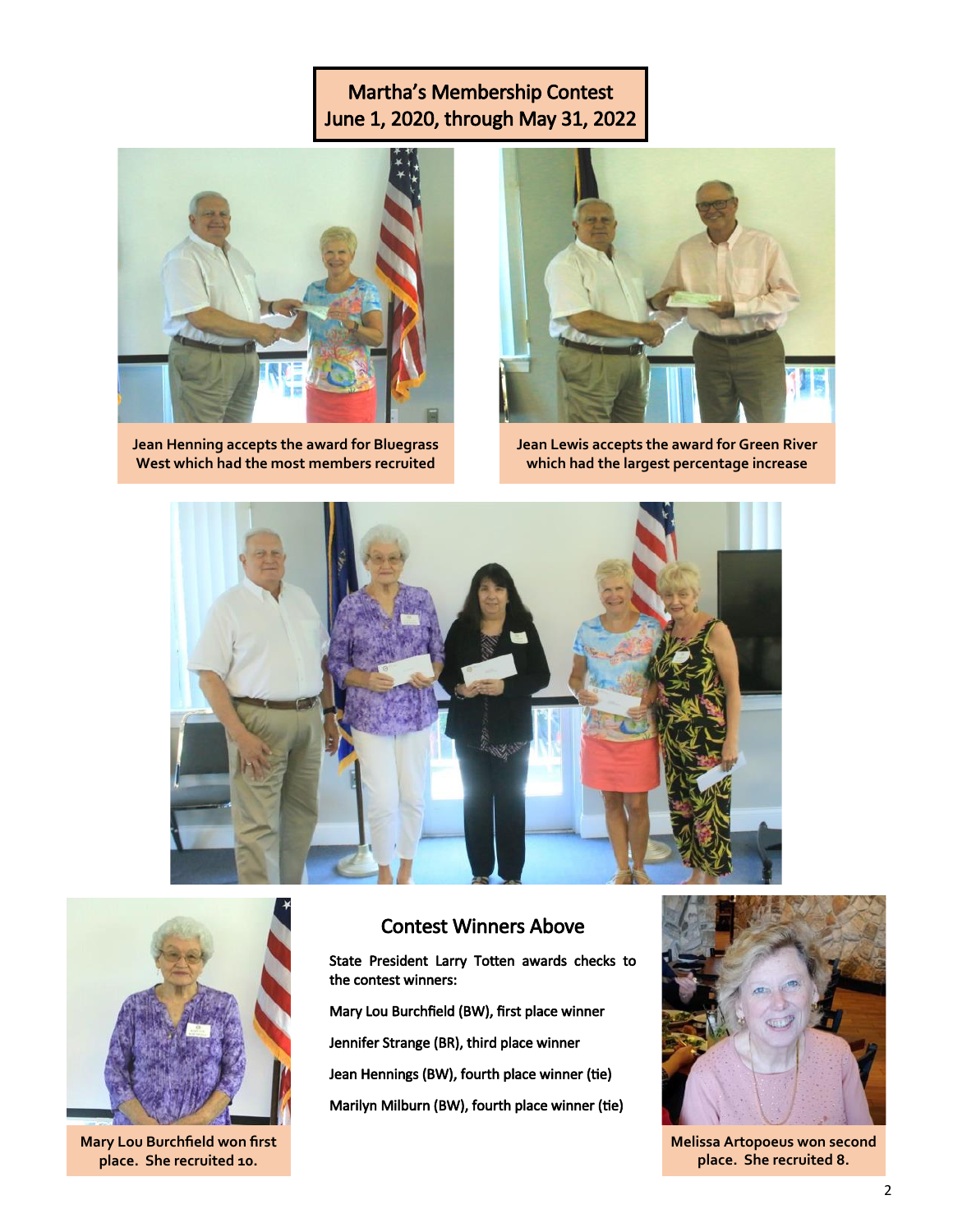## Martha's Membership Contest
## June 1, 2020, through May 31, 2022

Jean Henning accepts the award for Bluegrass West which had the most members recruited

Jean Lewis accepts the award for Green River which had the largest percentage increase

Mary Lou Burchfield won first place. She recruited 10.

### Contest Winners Above

State President Larry Totten awards checks to the contest winners:

Mary Lou Burchfield (BW), first place winner

Jennifer Strange (BR), third place winner

Jean Hennings (BW), fourth place winner (tie)

Marilyn Milburn (BW), fourth place winner (tie)

Melissa Artopoeus won second place. She recruited 8.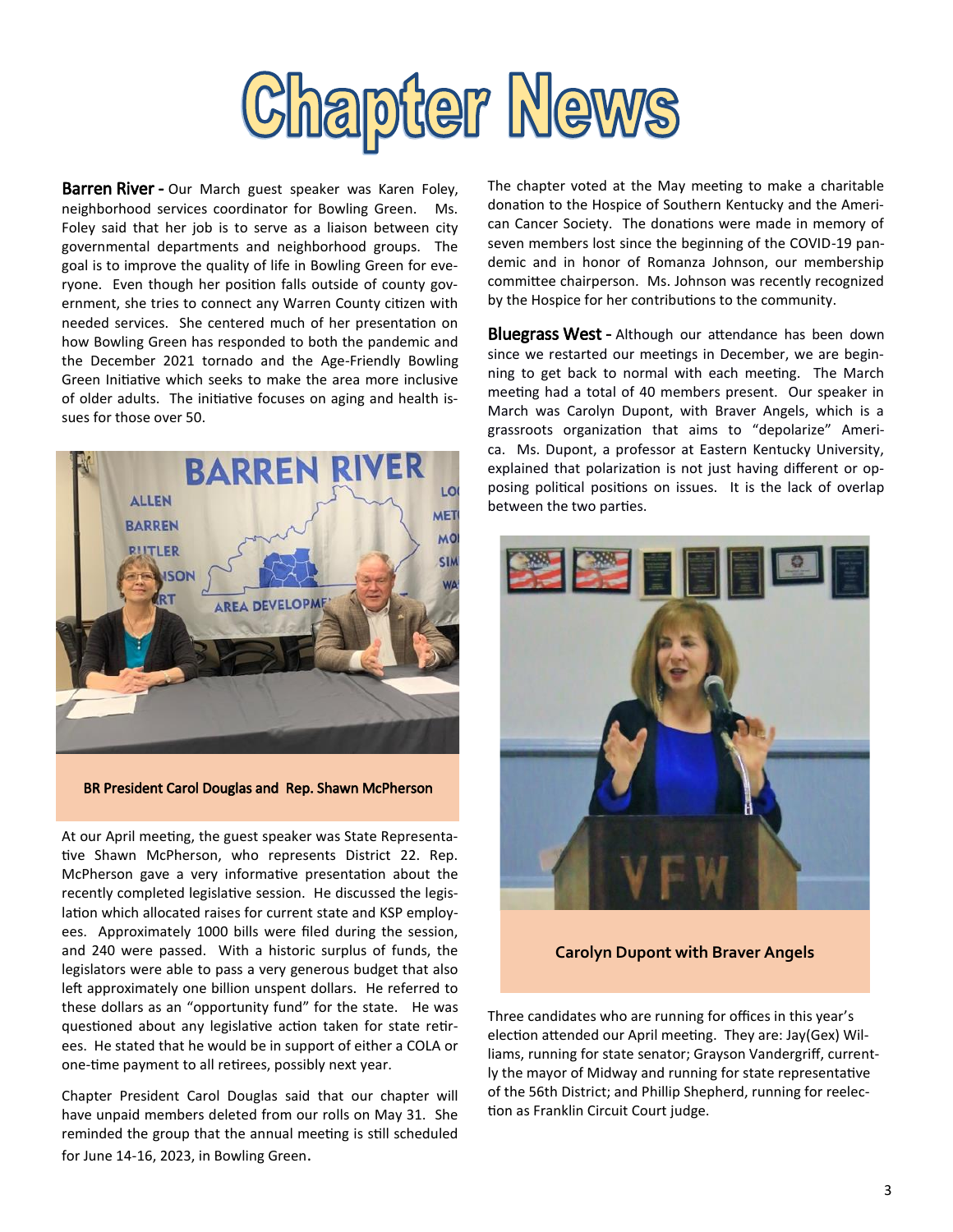# Chapter News

**Barren River -** Our March guest speaker was Karen Foley, neighborhood services coordinator for Bowling Green. Ms. Foley said that her job is to serve as a liaison between city governmental departments and neighborhood groups. The goal is to improve the quality of life in Bowling Green for everyone. Even though her position falls outside of county government, she tries to connect any Warren County citizen with needed services. She centered much of her presentation on how Bowling Green has responded to both the pandemic and the December 2021 tornado and the Age-Friendly Bowling Green Initiative which seeks to make the area more inclusive of older adults. The initiative focuses on aging and health issues for those over 50.

**BR President Carol Douglas and Rep. Shawn McPherson**

At our April meeting, the guest speaker was State Representative Shawn McPherson, who represents District 22. Rep. McPherson gave a very informative presentation about the recently completed legislative session. He discussed the legislation which allocated raises for current state and KSP employees. Approximately 1000 bills were filed during the session, and 240 were passed. With a historic surplus of funds, the legislators were able to pass a very generous budget that also left approximately one billion unspent dollars. He referred to these dollars as an "opportunity fund" for the state. He was questioned about any legislative action taken for state retirees. He stated that he would be in support of either a COLA or one-time payment to all retirees, possibly next year.

Chapter President Carol Douglas said that our chapter will have unpaid members deleted from our rolls on May 31. She reminded the group that the annual meeting is still scheduled for June 14-16, 2023, in Bowling Green.

The chapter voted at the May meeting to make a charitable donation to the Hospice of Southern Kentucky and the American Cancer Society. The donations were made in memory of seven members lost since the beginning of the COVID-19 pandemic and in honor of Romanza Johnson, our membership committee chairperson. Ms. Johnson was recently recognized by the Hospice for her contributions to the community.

**Bluegrass West -** Although our attendance has been down since we restarted our meetings in December, we are beginning to get back to normal with each meeting. The March meeting had a total of 40 members present. Our speaker in March was Carolyn Dupont, with Braver Angels, which is a grassroots organization that aims to "depolarize" America. Ms. Dupont, a professor at Eastern Kentucky University, explained that polarization is not just having different or opposing political positions on issues. It is the lack of overlap between the two parties.

**Carolyn Dupont with Braver Angels**

Three candidates who are running for offices in this year's election attended our April meeting. They are: Jay(Gex) Williams, running for state senator; Grayson Vandergriff, currently the mayor of Midway and running for state representative of the 56th District; and Phillip Shepherd, running for reelection as Franklin Circuit Court judge.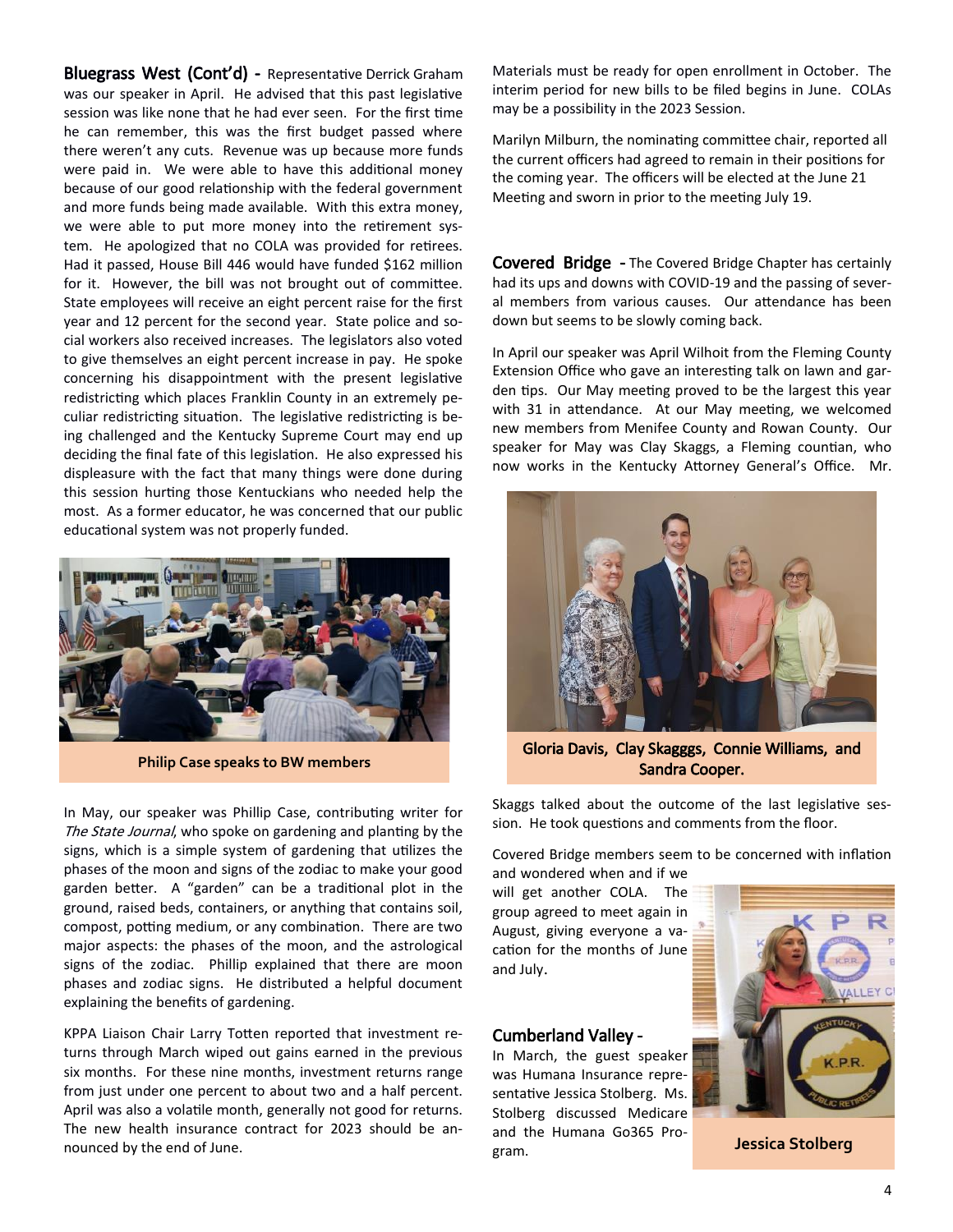**Bluegrass West (Cont'd) -** Representative Derrick Graham was our speaker in April. He advised that this past legislative session was like none that he had ever seen. For the first time he can remember, this was the first budget passed where there weren't any cuts. Revenue was up because more funds were paid in. We were able to have this additional money because of our good relationship with the federal government and more funds being made available. With this extra money, we were able to put more money into the retirement system. He apologized that no COLA was provided for retirees. Had it passed, House Bill 446 would have funded $162 million for it. However, the bill was not brought out of committee. State employees will receive an eight percent raise for the first year and 12 percent for the second year. State police and social workers also received increases. The legislators also voted to give themselves an eight percent increase in pay. He spoke concerning his disappointment with the present legislative redistricting which places Franklin County in an extremely peculiar redistricting situation. The legislative redistricting is being challenged and the Kentucky Supreme Court may end up deciding the final fate of this legislation. He also expressed his displeasure with the fact that many things were done during this session hurting those Kentuckians who needed help the most. As a former educator, he was concerned that our public educational system was not properly funded.

**Philip Case speaks to BW members**

In May, our speaker was Phillip Case, contributing writer for *The State Journal*, who spoke on gardening and planting by the signs, which is a simple system of gardening that utilizes the phases of the moon and signs of the zodiac to make your good garden better. A "garden" can be a traditional plot in the ground, raised beds, containers, or anything that contains soil, compost, potting medium, or any combination. There are two major aspects: the phases of the moon, and the astrological signs of the zodiac. Phillip explained that there are moon phases and zodiac signs. He distributed a helpful document explaining the benefits of gardening.

KPPA Liaison Chair Larry Totten reported that investment returns through March wiped out gains earned in the previous six months. For these nine months, investment returns range from just under one percent to about two and a half percent. April was also a volatile month, generally not good for returns. The new health insurance contract for 2023 should be announced by the end of June. Materials must be ready for open enrollment in October. The interim period for new bills to be filed begins in June. COLAs may be a possibility in the 2023 Session.

Marilyn Milburn, the nominating committee chair, reported all the current officers had agreed to remain in their positions for the coming year. The officers will be elected at the June 21 Meeting and sworn in prior to the meeting July 19.

**Covered Bridge -** The Covered Bridge Chapter has certainly had its ups and downs with COVID-19 and the passing of several members from various causes. Our attendance has been down but seems to be slowly coming back.

In April our speaker was April Wilhoit from the Fleming County Extension Office who gave an interesting talk on lawn and garden tips. Our May meeting proved to be the largest this year with 31 in attendance. At our May meeting, we welcomed new members from Menifee County and Rowan County. Our speaker for May was Clay Skaggs, a Fleming countian, who now works in the Kentucky Attorney General's Office. Mr. Skaggs talked about the outcome of the last legislative session. He took questions and comments from the floor.

**Gloria Davis, Clay Skagggs, Connie Williams, and Sandra Cooper.**

Covered Bridge members seem to be concerned with inflation and wondered when and if we will get another COLA. The group agreed to meet again in August, giving everyone a vacation for the months of June and July.

**Cumberland Valley -**
In March, the guest speaker was Humana Insurance representative Jessica Stolberg. Ms. Stolberg discussed Medicare and the Humana Go365 Program.

**Jessica Stolberg**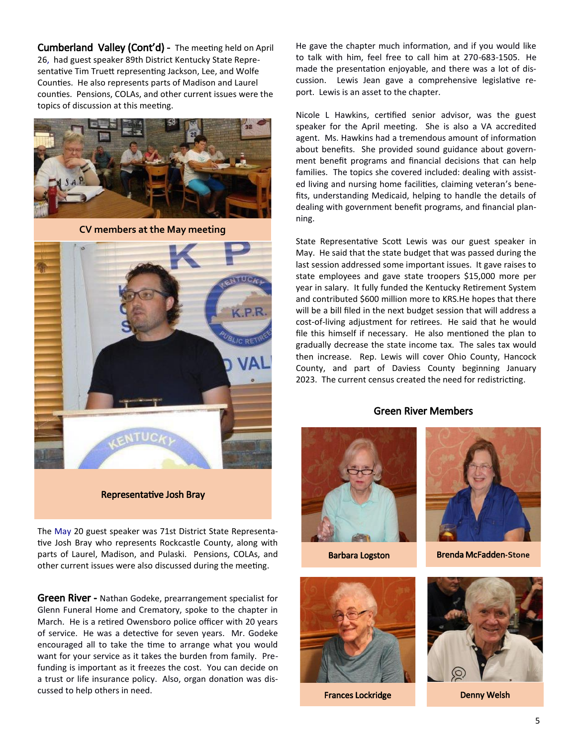**Cumberland Valley (Cont'd) -** The meeting held on April 26, had guest speaker 89th District Kentucky State Representative Tim Truett representing Jackson, Lee, and Wolfe Counties. He also represents parts of Madison and Laurel counties. Pensions, COLAs, and other current issues were the topics of discussion at this meeting.

**CV members at the May meeting**

**Representative Josh Bray**

The May 20 guest speaker was 71st District State Representative Josh Bray who represents Rockcastle County, along with parts of Laurel, Madison, and Pulaski. Pensions, COLAs, and other current issues were also discussed during the meeting.

**Green River -** Nathan Godeke, prearrangement specialist for Glenn Funeral Home and Crematory, spoke to the chapter in March. He is a retired Owensboro police officer with 20 years of service. He was a detective for seven years. Mr. Godeke encouraged all to take the time to arrange what you would want for your service as it takes the burden from family. Prefunding is important as it freezes the cost. You can decide on a trust or life insurance policy. Also, organ donation was discussed to help others in need.

He gave the chapter much information, and if you would like to talk with him, feel free to call him at 270-683-1505. He made the presentation enjoyable, and there was a lot of discussion. Lewis Jean gave a comprehensive legislative report. Lewis is an asset to the chapter.

Nicole L Hawkins, certified senior advisor, was the guest speaker for the April meeting. She is also a VA accredited agent. Ms. Hawkins had a tremendous amount of information about benefits. She provided sound guidance about government benefit programs and financial decisions that can help families. The topics she covered included: dealing with assisted living and nursing home facilities, claiming veteran's benefits, understanding Medicaid, helping to handle the details of dealing with government benefit programs, and financial planning.

State Representative Scott Lewis was our guest speaker in May. He said that the state budget that was passed during the last session addressed some important issues. It gave raises to state employees and gave state troopers $15,000 more per year in salary. It fully funded the Kentucky Retirement System and contributed $600 million more to KRS.He hopes that there will be a bill filed in the next budget session that will address a cost-of-living adjustment for retirees. He said that he would file this himself if necessary. He also mentioned the plan to gradually decrease the state income tax. The sales tax would then increase. Rep. Lewis will cover Ohio County, Hancock County, and part of Daviess County beginning January 2023. The current census created the need for redistricting.

**Green River Members**

**Barbara Logston**

**Brenda McFadden-Stone**

**Frances Lockridge**

**Denny Welsh**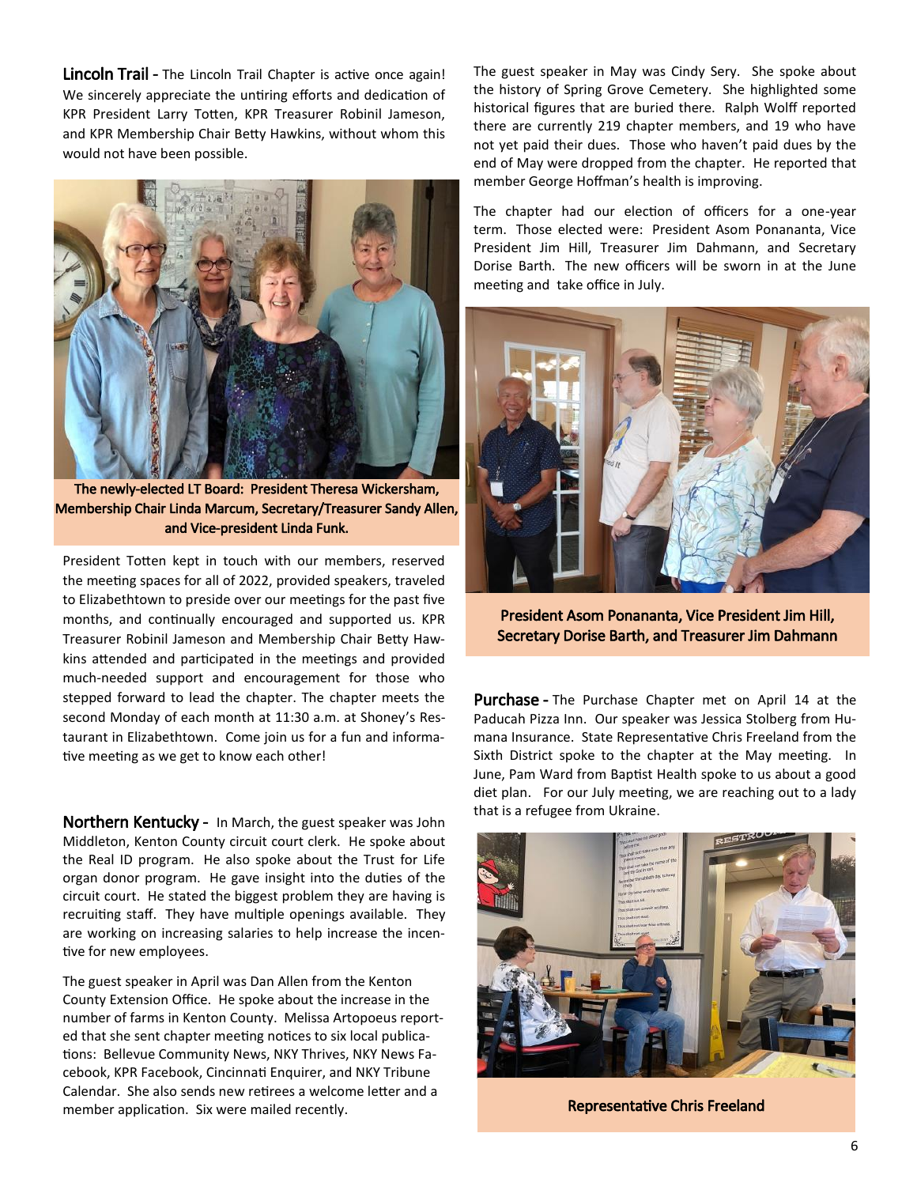**Lincoln Trail -** The Lincoln Trail Chapter is active once again! We sincerely appreciate the untiring efforts and dedication of KPR President Larry Totten, KPR Treasurer Robinil Jameson, and KPR Membership Chair Betty Hawkins, without whom this would not have been possible.

**The newly-elected LT Board: President Theresa Wickersham, Membership Chair Linda Marcum, Secretary/Treasurer Sandy Allen, and Vice-president Linda Funk.**

President Totten kept in touch with our members, reserved the meeting spaces for all of 2022, provided speakers, traveled to Elizabethtown to preside over our meetings for the past five months, and continually encouraged and supported us. KPR Treasurer Robinil Jameson and Membership Chair Betty Hawkins attended and participated in the meetings and provided much-needed support and encouragement for those who stepped forward to lead the chapter. The chapter meets the second Monday of each month at 11:30 a.m. at Shoney's Restaurant in Elizabethtown. Come join us for a fun and informative meeting as we get to know each other!

**Northern Kentucky -** In March, the guest speaker was John Middleton, Kenton County circuit court clerk. He spoke about the Real ID program. He also spoke about the Trust for Life organ donor program. He gave insight into the duties of the circuit court. He stated the biggest problem they are having is recruiting staff. They have multiple openings available. They are working on increasing salaries to help increase the incentive for new employees.

The guest speaker in April was Dan Allen from the Kenton County Extension Office. He spoke about the increase in the number of farms in Kenton County. Melissa Artopoeus reported that she sent chapter meeting notices to six local publications: Bellevue Community News, NKY Thrives, NKY News Facebook, KPR Facebook, Cincinnati Enquirer, and NKY Tribune Calendar. She also sends new retirees a welcome letter and a member application. Six were mailed recently.

The guest speaker in May was Cindy Sery. She spoke about the history of Spring Grove Cemetery. She highlighted some historical figures that are buried there. Ralph Wolff reported there are currently 219 chapter members, and 19 who have not yet paid their dues. Those who haven't paid dues by the end of May were dropped from the chapter. He reported that member George Hoffman's health is improving.

The chapter had our election of officers for a one-year term. Those elected were: President Asom Ponananta, Vice President Jim Hill, Treasurer Jim Dahmann, and Secretary Dorise Barth. The new officers will be sworn in at the June meeting and take office in July.

**President Asom Ponananta, Vice President Jim Hill, Secretary Dorise Barth, and Treasurer Jim Dahmann**

**Purchase -** The Purchase Chapter met on April 14 at the Paducah Pizza Inn. Our speaker was Jessica Stolberg from Humana Insurance. State Representative Chris Freeland from the Sixth District spoke to the chapter at the May meeting. In June, Pam Ward from Baptist Health spoke to us about a good diet plan. For our July meeting, we are reaching out to a lady that is a refugee from Ukraine.

**Representative Chris Freeland**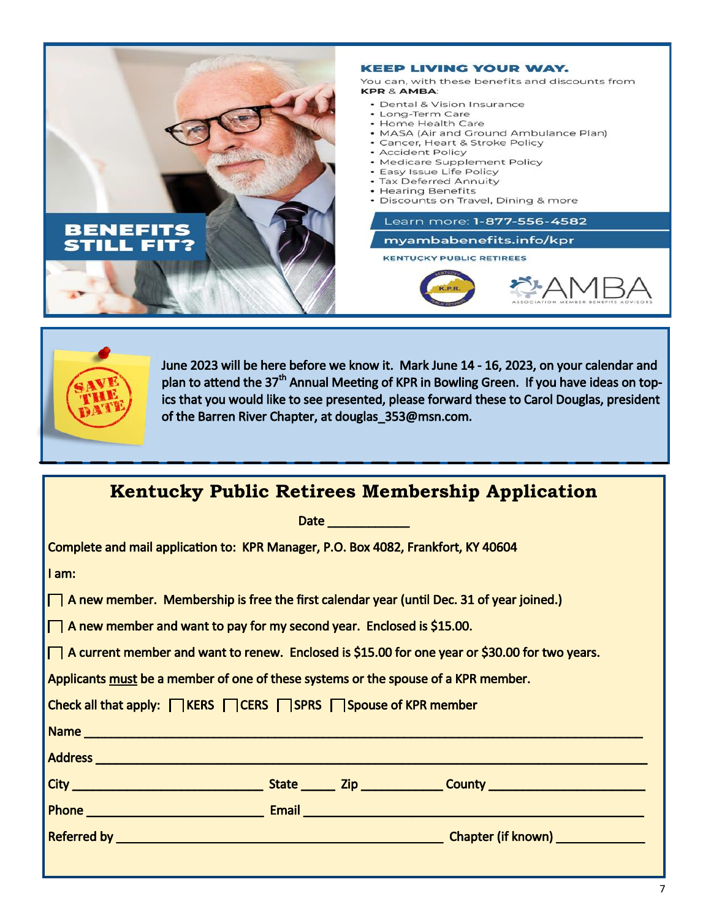**BENEFITS STILL FIT?**

**KEEP LIVING YOUR WAY.**

You can, with these benefits and discounts from **KPR** & **AMBA**:

- Dental & Vision Insurance
- Long-Term Care
- Home Health Care
- MASA (Air and Ground Ambulance Plan)
- Cancer, Heart & Stroke Policy
- Accident Policy
- Medicare Supplement Policy
- Easy Issue Life Policy
- Tax Deferred Annuity
- Hearing Benefits
- Discounts on Travel, Dining & more

Learn more: **1-877-556-4582**

**myambabenefits.info/kpr**

KENTUCKY PUBLIC RETIREES

AMBA ASSOCIATION MEMBER BENEFITS ADVISORS

SAVE THE DATE

June 2023 will be here before we know it. Mark June 14 - 16, 2023, on your calendar and plan to attend the 37th Annual Meeting of KPR in Bowling Green. If you have ideas on topics that you would like to see presented, please forward these to Carol Douglas, president of the Barren River Chapter, at douglas_353@msn.com.

## Kentucky Public Retirees Membership Application

Date ___________

Complete and mail application to: KPR Manager, P.O. Box 4082, Frankfort, KY 40604

I am:

☐ A new member. Membership is free the first calendar year (until Dec. 31 of year joined.)

☐ A new member and want to pay for my second year. Enclosed is $15.00.

☐ A current member and want to renew. Enclosed is $15.00 for one year or $30.00 for two years.

Applicants <u>must</u> be a member of one of these systems or the spouse of a KPR member.

Check all that apply: ☐ KERS ☐ CERS ☐ SPRS ☐ Spouse of KPR member

Name ____________________________________________

Address ____________________________________________

City ____________________ State _____ Zip ___________ County ____________________

Phone ____________________ Email ____________________________________________

Referred by ____________________________________________ Chapter (if known) ____________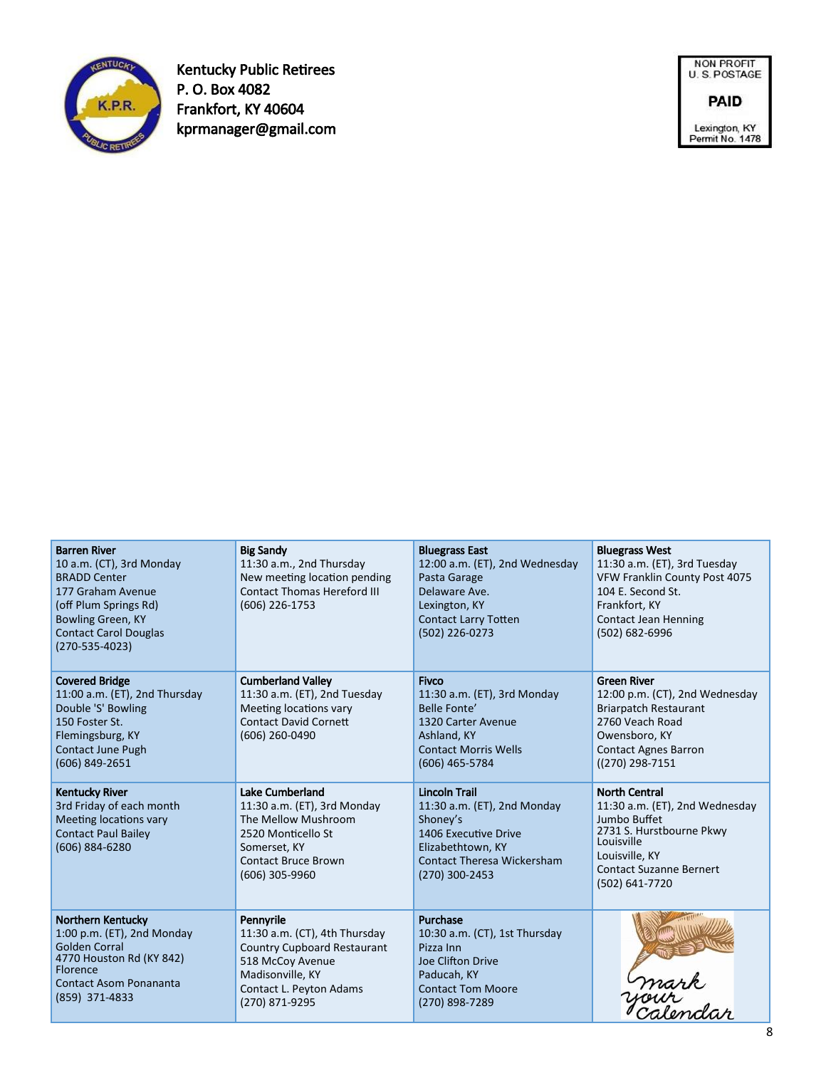Kentucky Public Retirees
P. O. Box 4082
Frankfort, KY 40604
kprmanager@gmail.com

NON PROFIT
U. S. POSTAGE
**PAID**
Lexington, KY
Permit No. 1478

| | | | |
|---|---|---|---|
| **Barren River**<br>10 a.m. (CT), 3rd Monday<br>BRADD Center<br>177 Graham Avenue<br>(off Plum Springs Rd)<br>Bowling Green, KY<br>Contact Carol Douglas<br>(270-535-4023) | **Big Sandy**<br>11:30 a.m., 2nd Thursday<br>New meeting location pending<br>Contact Thomas Hereford III<br>(606) 226-1753 | **Bluegrass East**<br>12:00 a.m. (ET), 2nd Wednesday<br>Pasta Garage<br>Delaware Ave.<br>Lexington, KY<br>Contact Larry Totten<br>(502) 226-0273 | **Bluegrass West**<br>11:30 a.m. (ET), 3rd Tuesday<br>VFW Franklin County Post 4075<br>104 E. Second St.<br>Frankfort, KY<br>Contact Jean Henning<br>(502) 682-6996 |
| **Covered Bridge**<br>11:00 a.m. (ET), 2nd Thursday<br>Double 'S' Bowling<br>150 Foster St.<br>Flemingsburg, KY<br>Contact June Pugh<br>(606) 849-2651 | **Cumberland Valley**<br>11:30 a.m. (ET), 2nd Tuesday<br>Meeting locations vary<br>Contact David Cornett<br>(606) 260-0490 | **Fivco**<br>11:30 a.m. (ET), 3rd Monday<br>Belle Fonte'<br>1320 Carter Avenue<br>Ashland, KY<br>Contact Morris Wells<br>(606) 465-5784 | **Green River**<br>12:00 p.m. (CT), 2nd Wednesday<br>Briarpatch Restaurant<br>2760 Veach Road<br>Owensboro, KY<br>Contact Agnes Barron<br>((270) 298-7151 |
| **Kentucky River**<br>3rd Friday of each month<br>Meeting locations vary<br>Contact Paul Bailey<br>(606) 884-6280 | **Lake Cumberland**<br>11:30 a.m. (ET), 3rd Monday<br>The Mellow Mushroom<br>2520 Monticello St<br>Somerset, KY<br>Contact Bruce Brown<br>(606) 305-9960 | **Lincoln Trail**<br>11:30 a.m. (ET), 2nd Monday<br>Shoney's<br>1406 Executive Drive<br>Elizabethtown, KY<br>Contact Theresa Wickersham<br>(270) 300-2453 | **North Central**<br>11:30 a.m. (ET), 2nd Wednesday<br>Jumbo Buffet<br>2731 S. Hurstbourne Pkwy<br>Louisville<br>Louisville, KY<br>Contact Suzanne Bernert<br>(502) 641-7720 |
| **Northern Kentucky**<br>1:00 p.m. (ET), 2nd Monday<br>Golden Corral<br>4770 Houston Rd (KY 842)<br>Florence<br>Contact Asom Ponananta<br>(859) 371-4833 | **Pennyrile**<br>11:30 a.m. (CT), 4th Thursday<br>Country Cupboard Restaurant<br>518 McCoy Avenue<br>Madisonville, KY<br>Contact L. Peyton Adams<br>(270) 871-9295 | **Purchase**<br>10:30 a.m. (CT), 1st Thursday<br>Pizza Inn<br>Joe Clifton Drive<br>Paducah, KY<br>Contact Tom Moore<br>(270) 898-7289 | mark your Calendar |